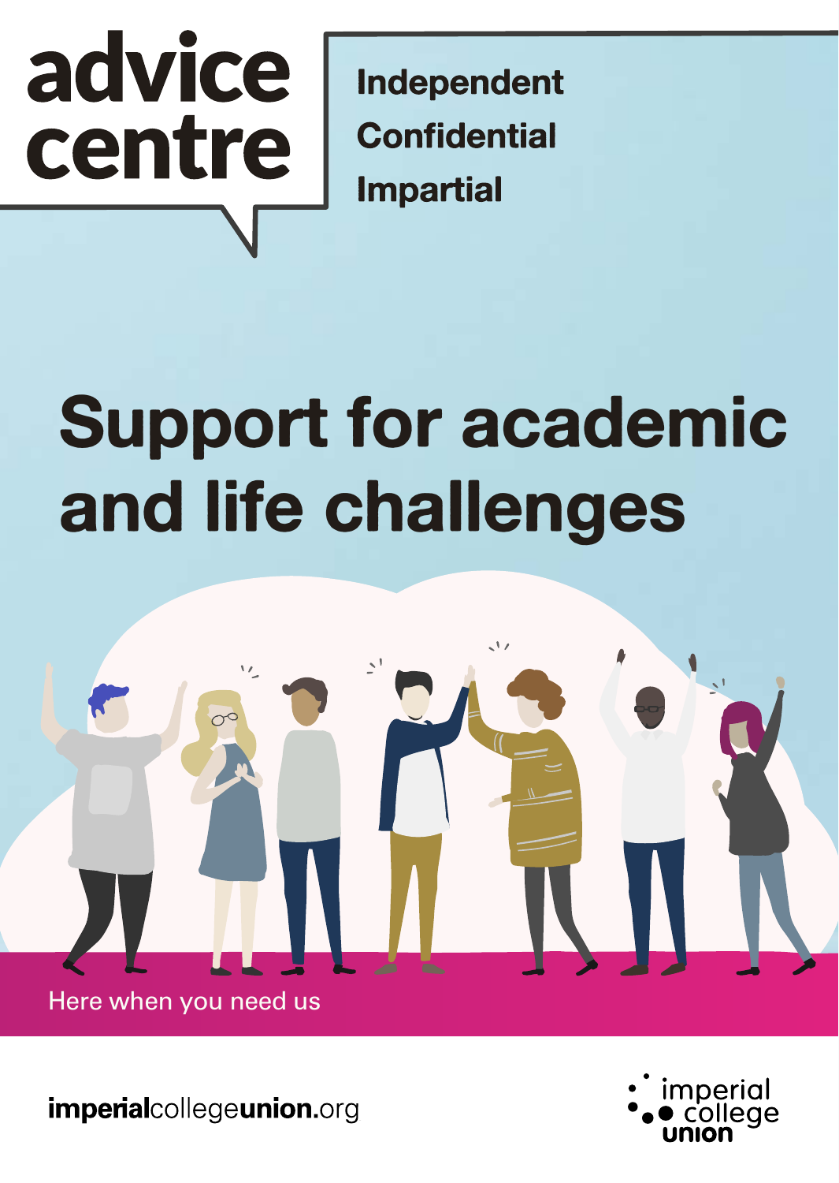# advice centre

**Independent**
**Confidential**
**Impartial**

# Support for academic and life challenges

Here when you need us

**imperial**college**union**.org

imperial college union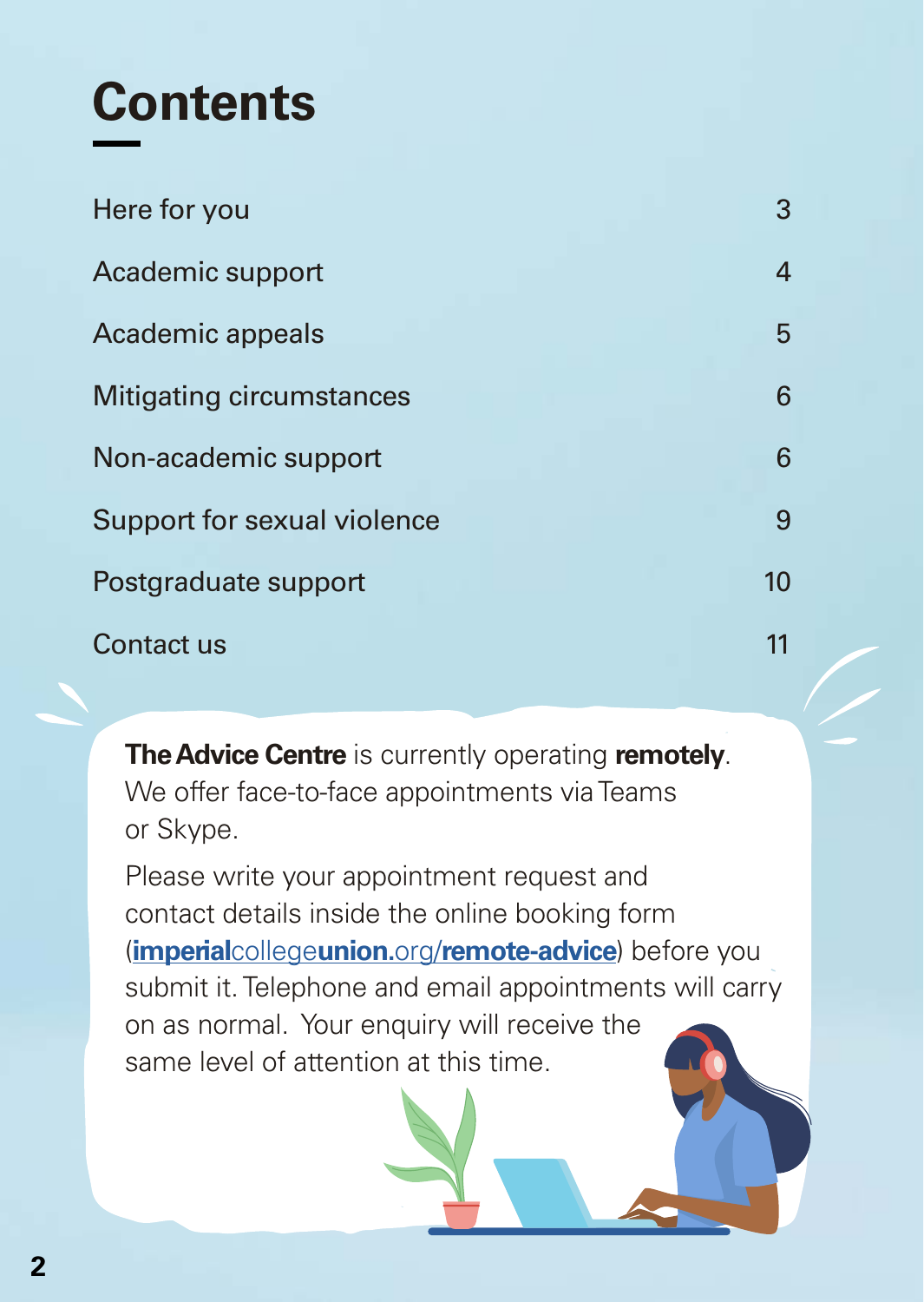# Contents

| | |
|---|---|
| Here for you | 3 |
| Academic support | 4 |
| Academic appeals | 5 |
| Mitigating circumstances | 6 |
| Non-academic support | 6 |
| Support for sexual violence | 9 |
| Postgraduate support | 10 |
| Contact us | 11 |

**The Advice Centre** is currently operating **remotely**. We offer face-to-face appointments via Teams or Skype.

Please write your appointment request and contact details inside the online booking form (**imperial**college**union**.org/**remote-advice**) before you submit it. Telephone and email appointments will carry on as normal. Your enquiry will receive the same level of attention at this time.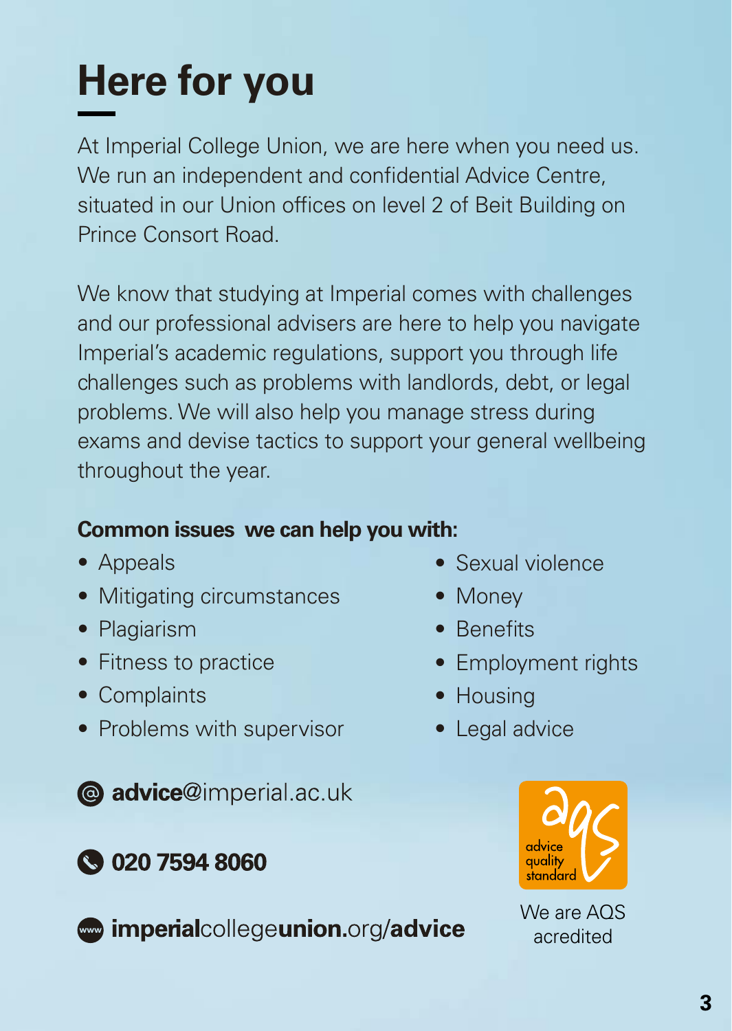# Here for you

At Imperial College Union, we are here when you need us. We run an independent and confidential Advice Centre, situated in our Union offices on level 2 of Beit Building on Prince Consort Road.

We know that studying at Imperial comes with challenges and our professional advisers are here to help you navigate Imperial's academic regulations, support you through life challenges such as problems with landlords, debt, or legal problems. We will also help you manage stress during exams and devise tactics to support your general wellbeing throughout the year.

**Common issues we can help you with:**

- Appeals
- Mitigating circumstances
- Plagiarism
- Fitness to practice
- Complaints
- Problems with supervisor
- Sexual violence
- Money
- Benefits
- Employment rights
- Housing
- Legal advice

**advice**@imperial.ac.uk

**020 7594 8060**

**imperial**college**union**.org/**advice**

advice quality standard

We are AQS acredited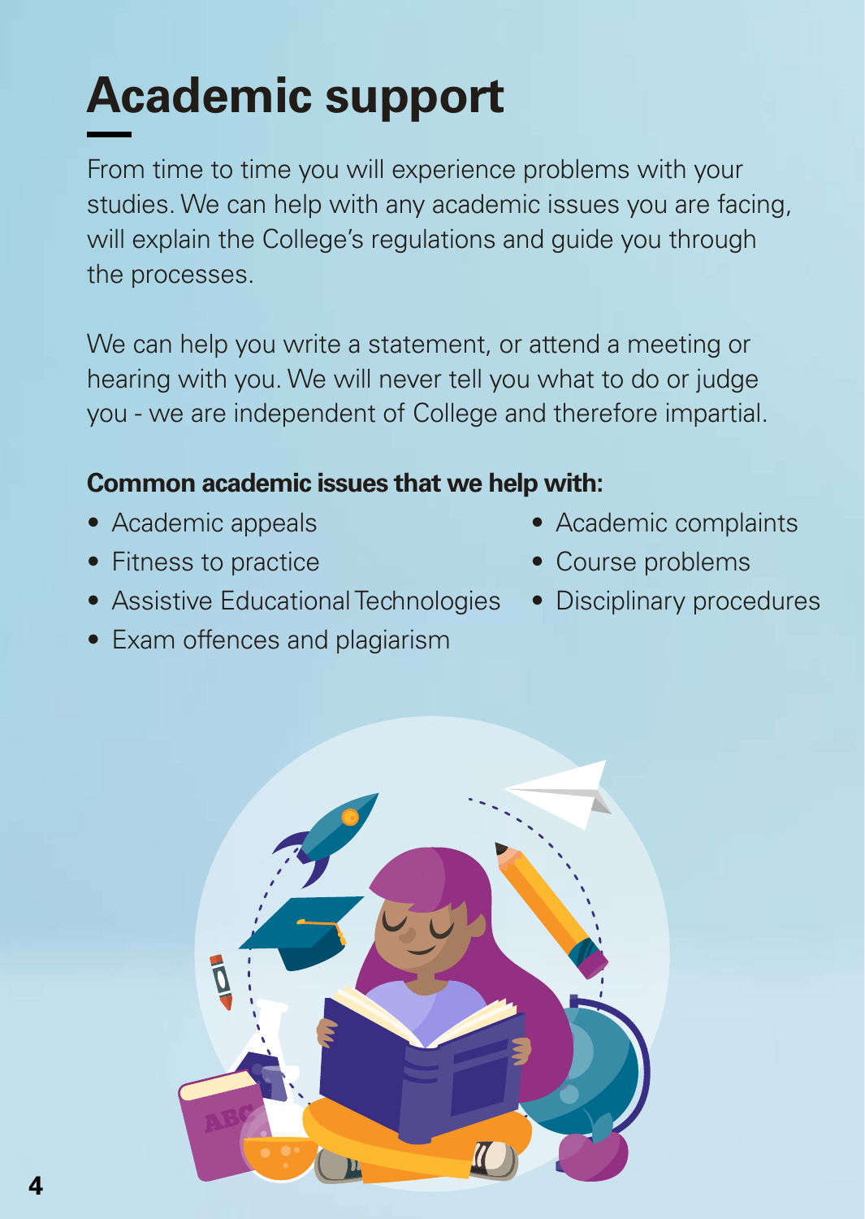# Academic support

From time to time you will experience problems with your studies. We can help with any academic issues you are facing, will explain the College's regulations and guide you through the processes.

We can help you write a statement, or attend a meeting or hearing with you. We will never tell you what to do or judge you - we are independent of College and therefore impartial.

**Common academic issues that we help with:**

- Academic appeals
- Fitness to practice
- Assistive Educational Technologies
- Exam offences and plagiarism
- Academic complaints
- Course problems
- Disciplinary procedures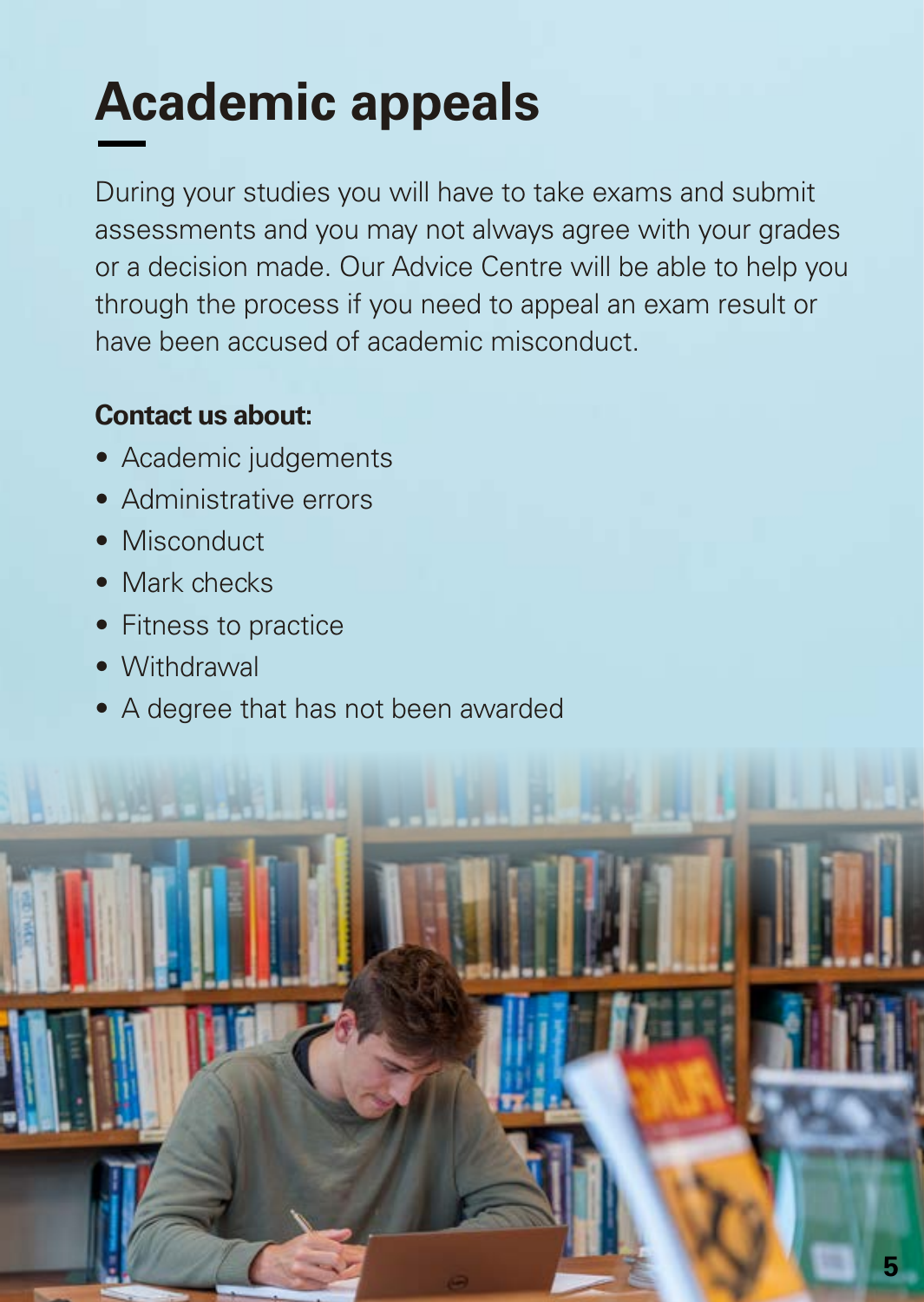# Academic appeals

During your studies you will have to take exams and submit assessments and you may not always agree with your grades or a decision made. Our Advice Centre will be able to help you through the process if you need to appeal an exam result or have been accused of academic misconduct.

**Contact us about:**

- Academic judgements
- Administrative errors
- Misconduct
- Mark checks
- Fitness to practice
- Withdrawal
- A degree that has not been awarded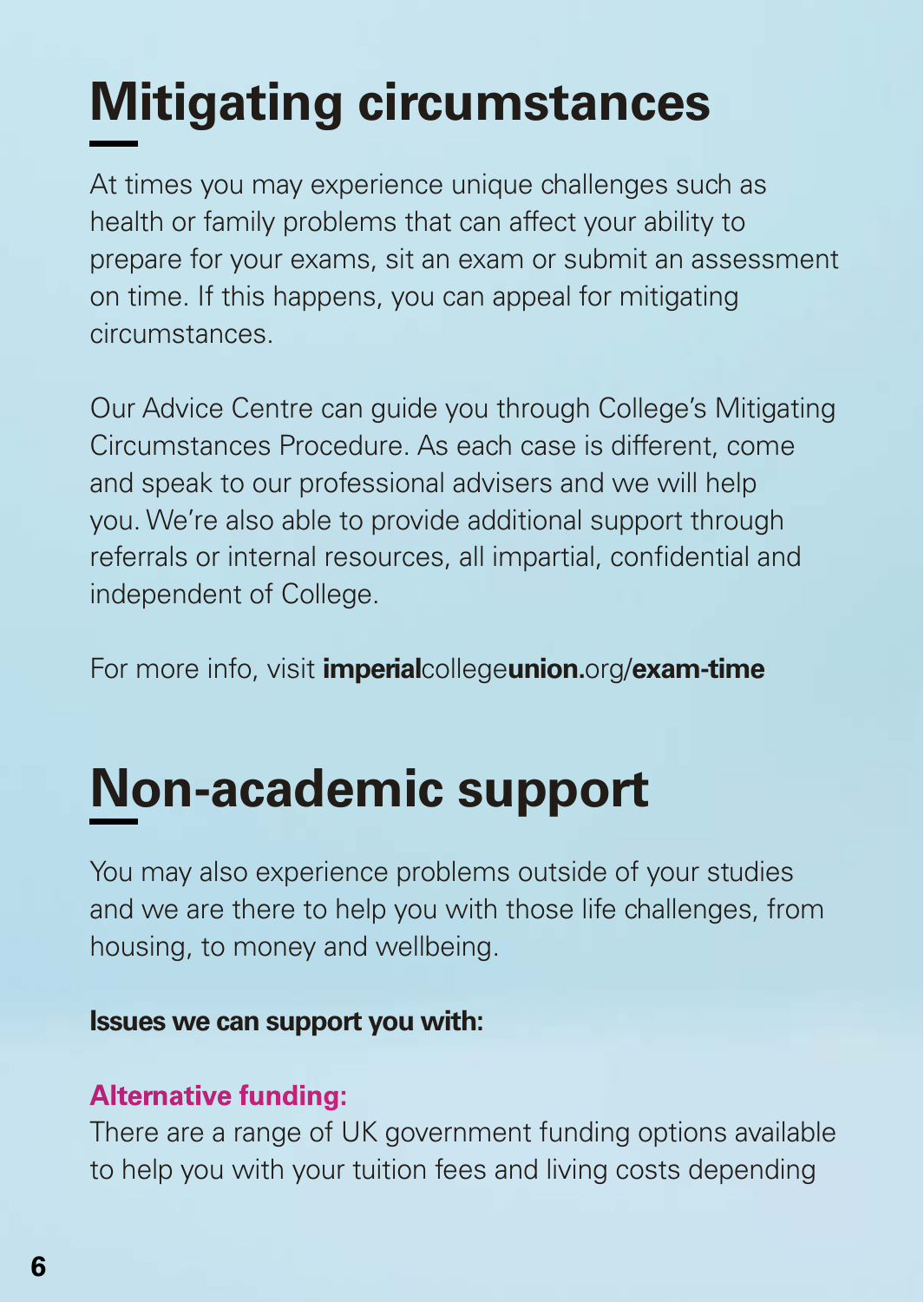# Mitigating circumstances

At times you may experience unique challenges such as health or family problems that can affect your ability to prepare for your exams, sit an exam or submit an assessment on time. If this happens, you can appeal for mitigating circumstances.

Our Advice Centre can guide you through College's Mitigating Circumstances Procedure. As each case is different, come and speak to our professional advisers and we will help you. We're also able to provide additional support through referrals or internal resources, all impartial, confidential and independent of College.

For more info, visit **imperial**college**union.**org/**exam-time**

# Non-academic support

You may also experience problems outside of your studies and we are there to help you with those life challenges, from housing, to money and wellbeing.

**Issues we can support you with:**

**Alternative funding:**
There are a range of UK government funding options available to help you with your tuition fees and living costs depending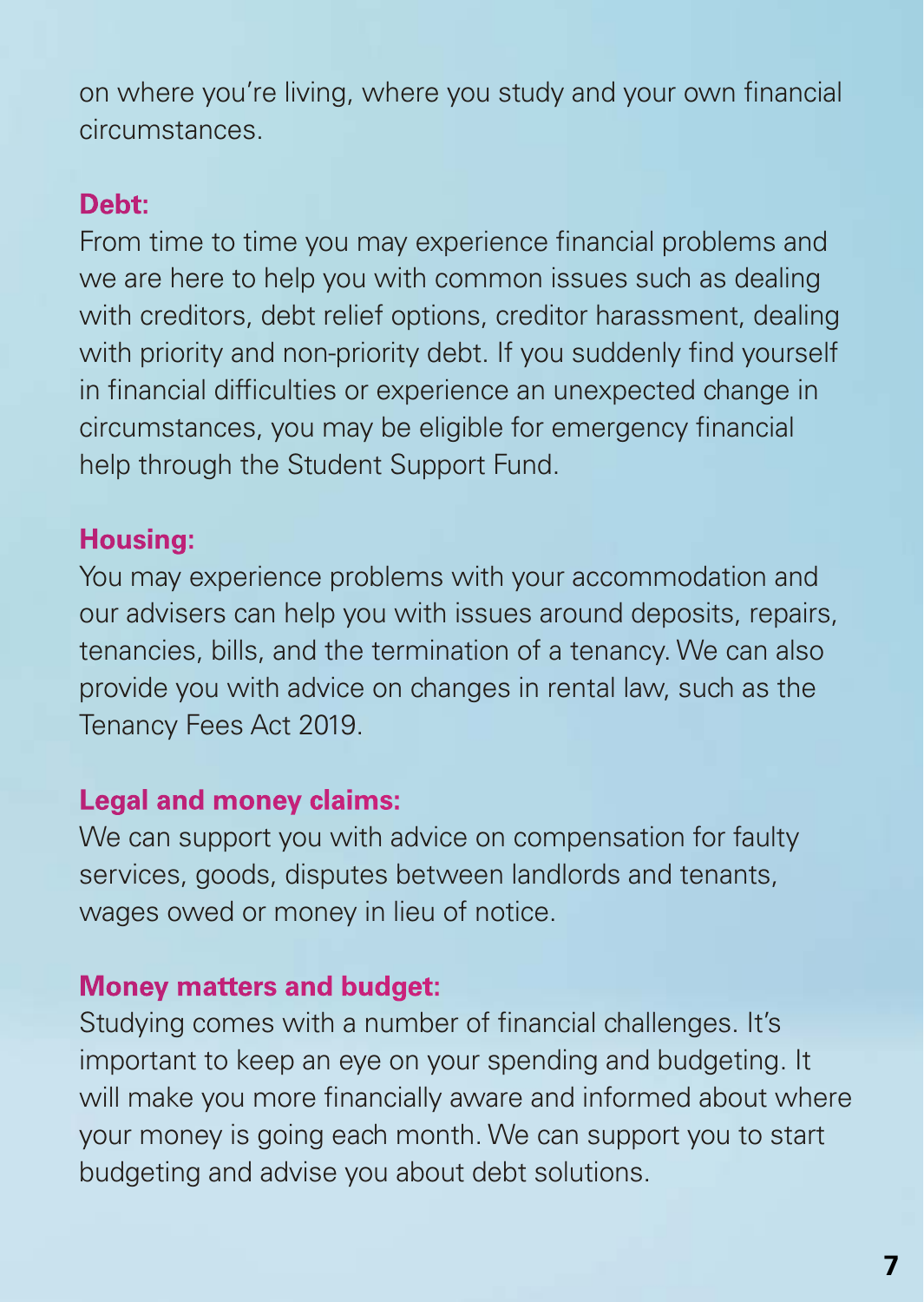on where you're living, where you study and your own financial circumstances.

**Debt:**

From time to time you may experience financial problems and we are here to help you with common issues such as dealing with creditors, debt relief options, creditor harassment, dealing with priority and non-priority debt. If you suddenly find yourself in financial difficulties or experience an unexpected change in circumstances, you may be eligible for emergency financial help through the Student Support Fund.

**Housing:**

You may experience problems with your accommodation and our advisers can help you with issues around deposits, repairs, tenancies, bills, and the termination of a tenancy. We can also provide you with advice on changes in rental law, such as the Tenancy Fees Act 2019.

**Legal and money claims:**

We can support you with advice on compensation for faulty services, goods, disputes between landlords and tenants, wages owed or money in lieu of notice.

**Money matters and budget:**

Studying comes with a number of financial challenges. It's important to keep an eye on your spending and budgeting. It will make you more financially aware and informed about where your money is going each month. We can support you to start budgeting and advise you about debt solutions.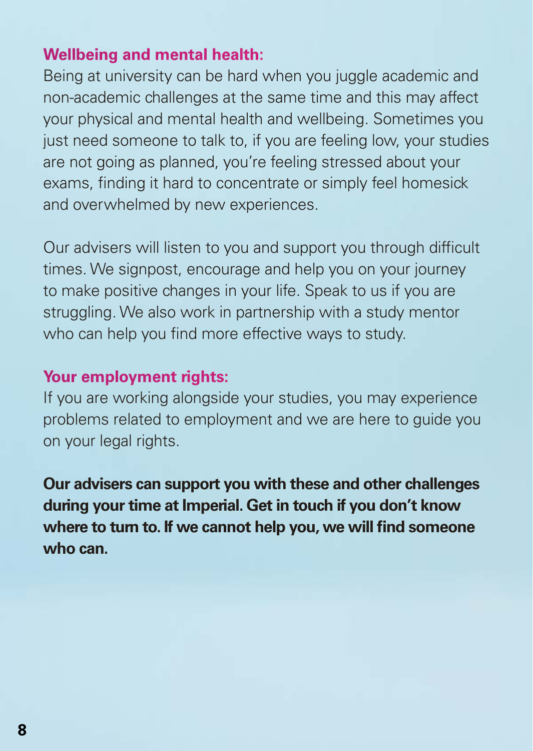### Wellbeing and mental health:

Being at university can be hard when you juggle academic and non-academic challenges at the same time and this may affect your physical and mental health and wellbeing. Sometimes you just need someone to talk to, if you are feeling low, your studies are not going as planned, you're feeling stressed about your exams, finding it hard to concentrate or simply feel homesick and overwhelmed by new experiences.

Our advisers will listen to you and support you through difficult times. We signpost, encourage and help you on your journey to make positive changes in your life. Speak to us if you are struggling. We also work in partnership with a study mentor who can help you find more effective ways to study.

### Your employment rights:

If you are working alongside your studies, you may experience problems related to employment and we are here to guide you on your legal rights.

**Our advisers can support you with these and other challenges during your time at Imperial. Get in touch if you don't know where to turn to. If we cannot help you, we will find someone who can.**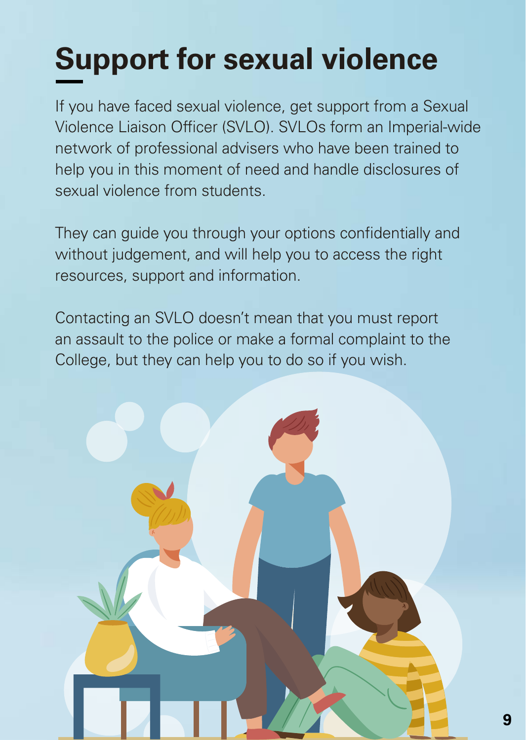# Support for sexual violence

If you have faced sexual violence, get support from a Sexual Violence Liaison Officer (SVLO). SVLOs form an Imperial-wide network of professional advisers who have been trained to help you in this moment of need and handle disclosures of sexual violence from students.

They can guide you through your options confidentially and without judgement, and will help you to access the right resources, support and information.

Contacting an SVLO doesn't mean that you must report an assault to the police or make a formal complaint to the College, but they can help you to do so if you wish.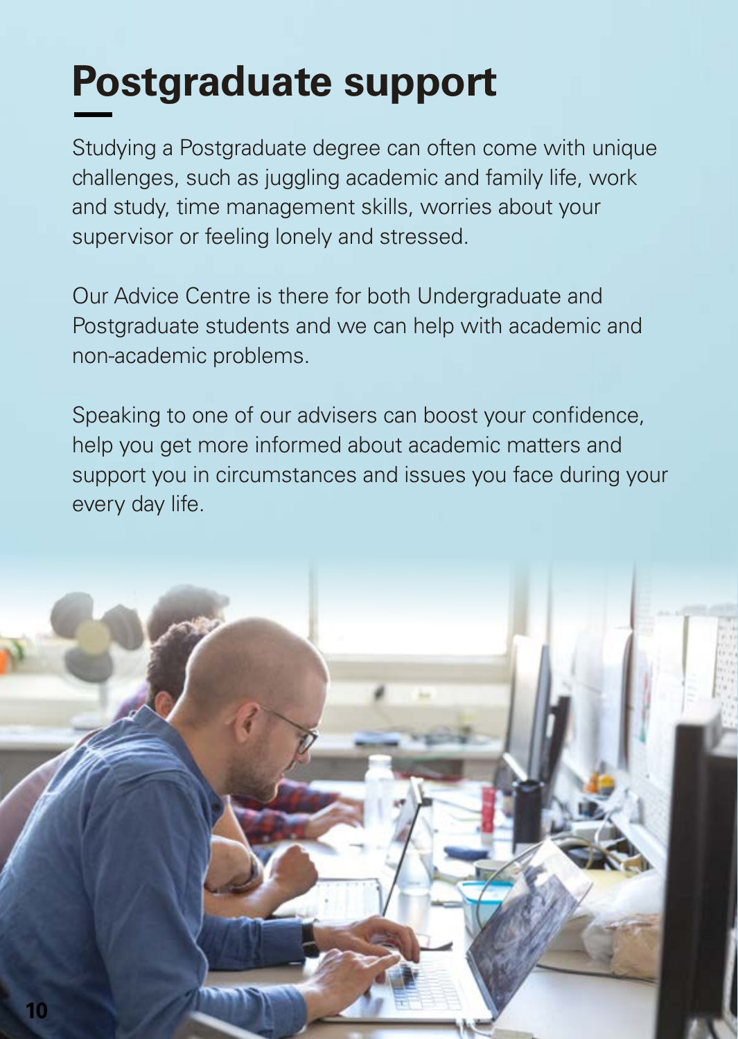# Postgraduate support

Studying a Postgraduate degree can often come with unique challenges, such as juggling academic and family life, work and study, time management skills, worries about your supervisor or feeling lonely and stressed.

Our Advice Centre is there for both Undergraduate and Postgraduate students and we can help with academic and non-academic problems.

Speaking to one of our advisers can boost your confidence, help you get more informed about academic matters and support you in circumstances and issues you face during your every day life.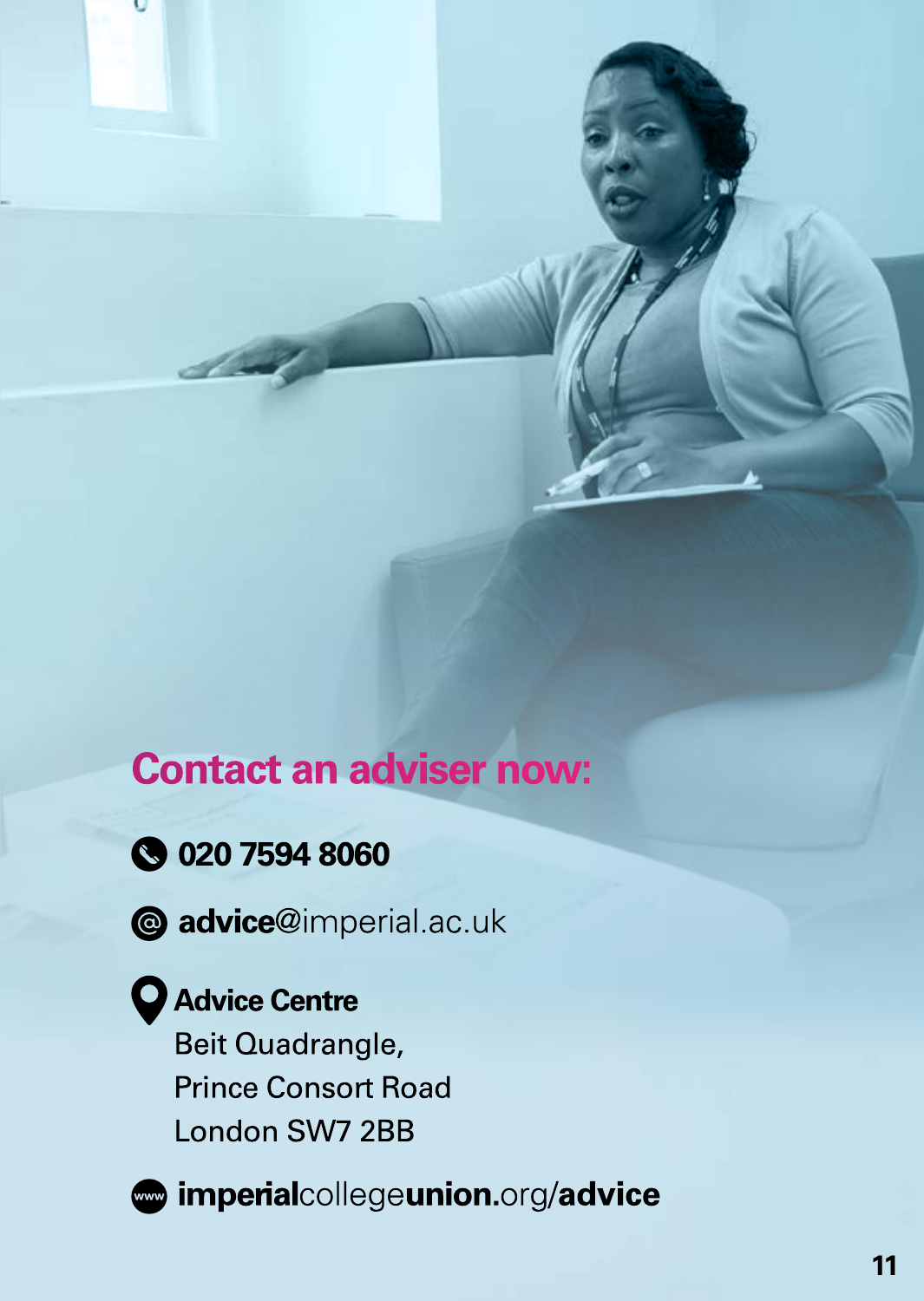## Contact an adviser now:

020 7594 8060

advice@imperial.ac.uk

**Advice Centre**
Beit Quadrangle,
Prince Consort Road
London SW7 2BB

imperialcollegeunion.org/advice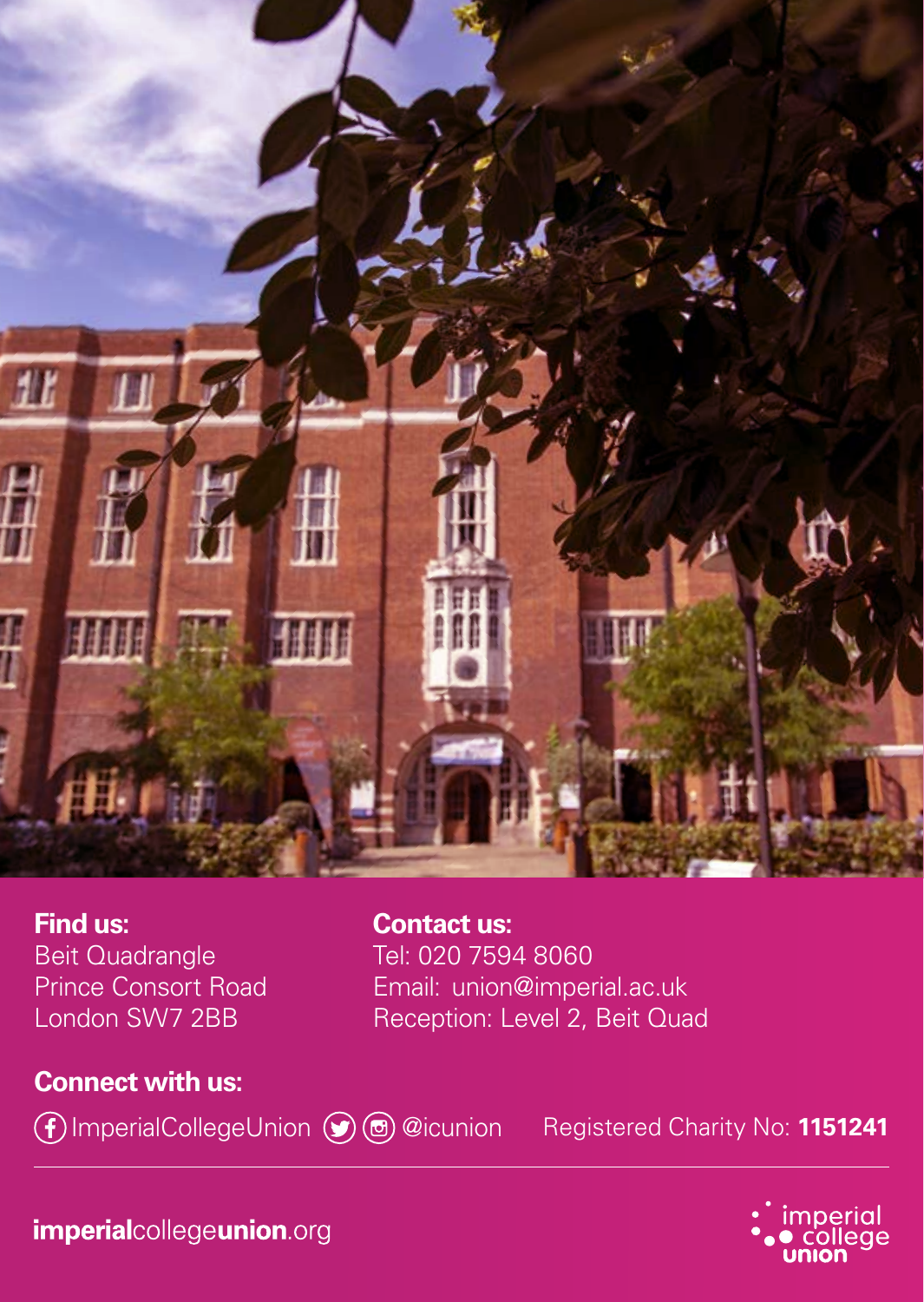**Find us:**
Beit Quadrangle
Prince Consort Road
London SW7 2BB

**Contact us:**
Tel: 020 7594 8060
Email: union@imperial.ac.uk
Reception: Level 2, Beit Quad

**Connect with us:**

ImperialCollegeUnion @icunion

Registered Charity No: **1151241**

**imperial**college**union**.org

imperial college union